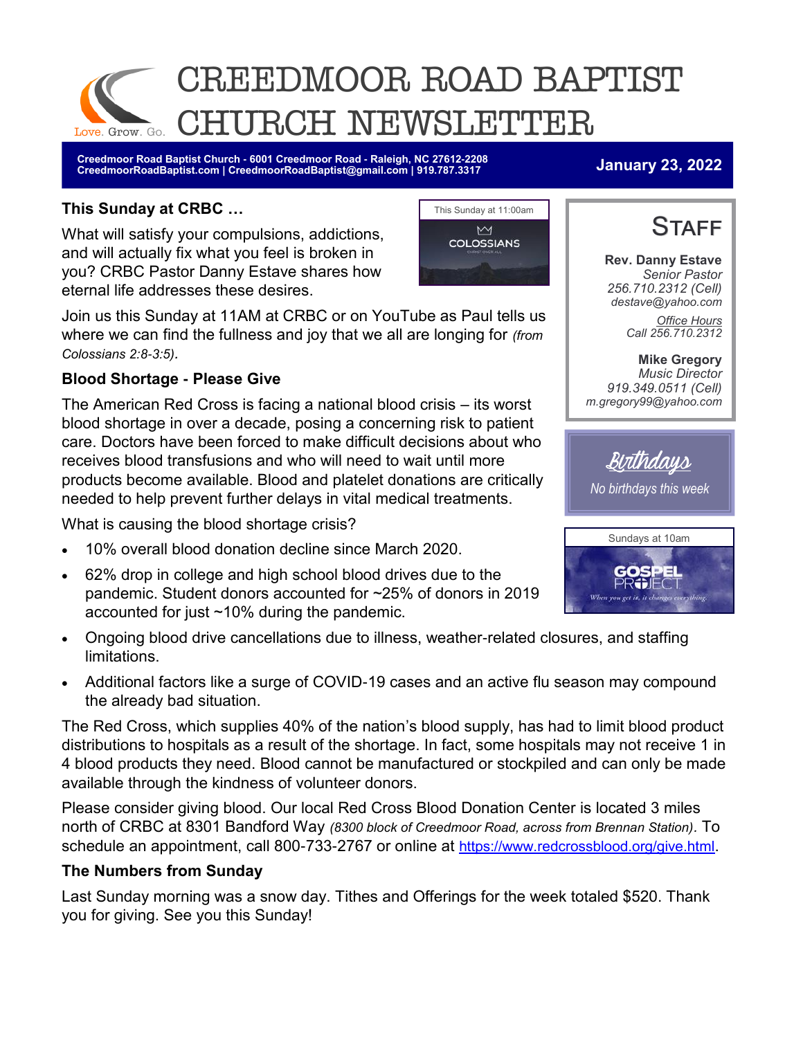# CREEDMOOR ROAD BAPTIST CHURCH NEWSLETTER

Love. Grow. Go.

**Creedmoor Road Baptist Church - 6001 Creedmoor Road - Raleigh, NC 27612-2208**
**CreedmoorRoadBaptist.com | CreedmoorRoadBaptist@gmail.com | 919.787.3317**

**January 23, 2022**

### This Sunday at CRBC …

This Sunday at 11:00am

COLOSSIANS

What will satisfy your compulsions, addictions, and will actually fix what you feel is broken in you? CRBC Pastor Danny Estave shares how eternal life addresses these desires.

Join us this Sunday at 11AM at CRBC or on YouTube as Paul tells us where we can find the fullness and joy that we all are longing for *(from Colossians 2:8-3:5).*

### Blood Shortage - Please Give

The American Red Cross is facing a national blood crisis – its worst blood shortage in over a decade, posing a concerning risk to patient care. Doctors have been forced to make difficult decisions about who receives blood transfusions and who will need to wait until more products become available. Blood and platelet donations are critically needed to help prevent further delays in vital medical treatments.

What is causing the blood shortage crisis?

- 10% overall blood donation decline since March 2020.
- 62% drop in college and high school blood drives due to the pandemic. Student donors accounted for ~25% of donors in 2019 accounted for just ~10% during the pandemic.
- Ongoing blood drive cancellations due to illness, weather-related closures, and staffing limitations.
- Additional factors like a surge of COVID-19 cases and an active flu season may compound the already bad situation.

The Red Cross, which supplies 40% of the nation's blood supply, has had to limit blood product distributions to hospitals as a result of the shortage. In fact, some hospitals may not receive 1 in 4 blood products they need. Blood cannot be manufactured or stockpiled and can only be made available through the kindness of volunteer donors.

Please consider giving blood. Our local Red Cross Blood Donation Center is located 3 miles north of CRBC at 8301 Bandford Way *(8300 block of Creedmoor Road, across from Brennan Station)*. To schedule an appointment, call 800-733-2767 or online at https://www.redcrossblood.org/give.html.

### The Numbers from Sunday

Last Sunday morning was a snow day. Tithes and Offerings for the week totaled $520. Thank you for giving. See you this Sunday!

## Staff

**Rev. Danny Estave**
*Senior Pastor*
*256.710.2312 (Cell)*
*destave@yahoo.com*

*Office Hours*
*Call 256.710.2312*

**Mike Gregory**
*Music Director*
*919.349.0511 (Cell)*
*m.gregory99@yahoo.com*

## Birthdays

*No birthdays this week*

Sundays at 10am

THE GOSPEL PROJECT

*When you get it, it changes everything.*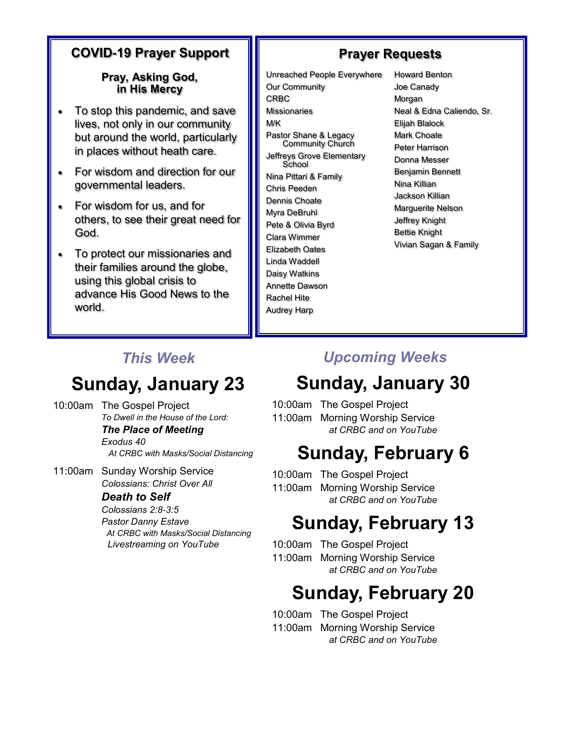## COVID-19 Prayer Support

**Pray, Asking God, in His Mercy**

- To stop this pandemic, and save lives, not only in our community but around the world, particularly in places without heath care.
- For wisdom and direction for our governmental leaders.
- For wisdom for us, and for others, to see their great need for God.
- To protect our missionaries and their families around the globe, using this global crisis to advance His Good News to the world.

## Prayer Requests

Unreached People Everywhere
Our Community
CRBC
Missionaries
M/K
Pastor Shane & Legacy Community Church
Jeffreys Grove Elementary School
Nina Pittari & Family
Chris Peeden
Dennis Choate
Myra DeBruhl
Pete & Olivia Byrd
Clara Wimmer
Elizabeth Oates
Linda Waddell
Daisy Watkins
Annette Dawson
Rachel Hite
Audrey Harp
Howard Benton
Joe Canady
Morgan
Neal & Edna Caliendo, Sr.
Elijah Blalock
Mark Choate
Peter Harrison
Donna Messer
Benjamin Bennett
Nina Killian
Jackson Killian
Marguerite Nelson
Jeffrey Knight
Bettie Knight
Vivian Sagan & Family

## *This Week*

# Sunday, January 23

10:00am The Gospel Project
*To Dwell in the House of the Lord:*
***The Place of Meeting***
*Exodus 40*
*At CRBC with Masks/Social Distancing*

11:00am Sunday Worship Service
*Colossians: Christ Over All*
***Death to Self***
*Colossians 2:8-3:5*
*Pastor Danny Estave*
*At CRBC with Masks/Social Distancing*
*Livestreaming on YouTube*

## *Upcoming Weeks*

# Sunday, January 30

10:00am The Gospel Project
11:00am Morning Worship Service
*at CRBC and on YouTube*

# Sunday, February 6

10:00am The Gospel Project
11:00am Morning Worship Service
*at CRBC and on YouTube*

# Sunday, February 13

10:00am The Gospel Project
11:00am Morning Worship Service
*at CRBC and on YouTube*

# Sunday, February 20

10:00am The Gospel Project
11:00am Morning Worship Service
*at CRBC and on YouTube*